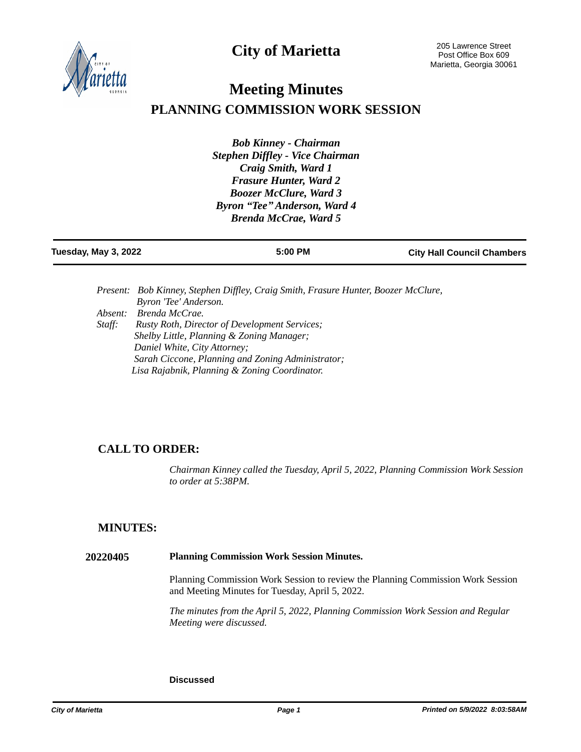# City of Marietta

205 Lawrence Street
Post Office Box 609
Marietta, Georgia 30061

# Meeting Minutes

## PLANNING COMMISSION WORK SESSION

***Bob Kinney - Chairman***
***Stephen Diffley - Vice Chairman***
***Craig Smith, Ward 1***
***Frasure Hunter, Ward 2***
***Boozer McClure, Ward 3***
***Byron "Tee" Anderson, Ward 4***
***Brenda McCrae, Ward 5***

**Tuesday, May 3, 2022** | **5:00 PM** | **City Hall Council Chambers**

*Present:* *Bob Kinney, Stephen Diffley, Craig Smith, Frasure Hunter, Boozer McClure, Byron 'Tee' Anderson.*
*Absent:* *Brenda McCrae.*
*Staff:* *Rusty Roth, Director of Development Services;*
*Shelby Little, Planning & Zoning Manager;*
*Daniel White, City Attorney;*
*Sarah Ciccone, Planning and Zoning Administrator;*
*Lisa Rajabnik, Planning & Zoning Coordinator.*

## CALL TO ORDER:

*Chairman Kinney called the Tuesday, April 5, 2022, Planning Commission Work Session to order at 5:38PM.*

## MINUTES:

**20220405** **Planning Commission Work Session Minutes.**

Planning Commission Work Session to review the Planning Commission Work Session and Meeting Minutes for Tuesday, April 5, 2022.

*The minutes from the April 5, 2022, Planning Commission Work Session and Regular Meeting were discussed.*

**Discussed**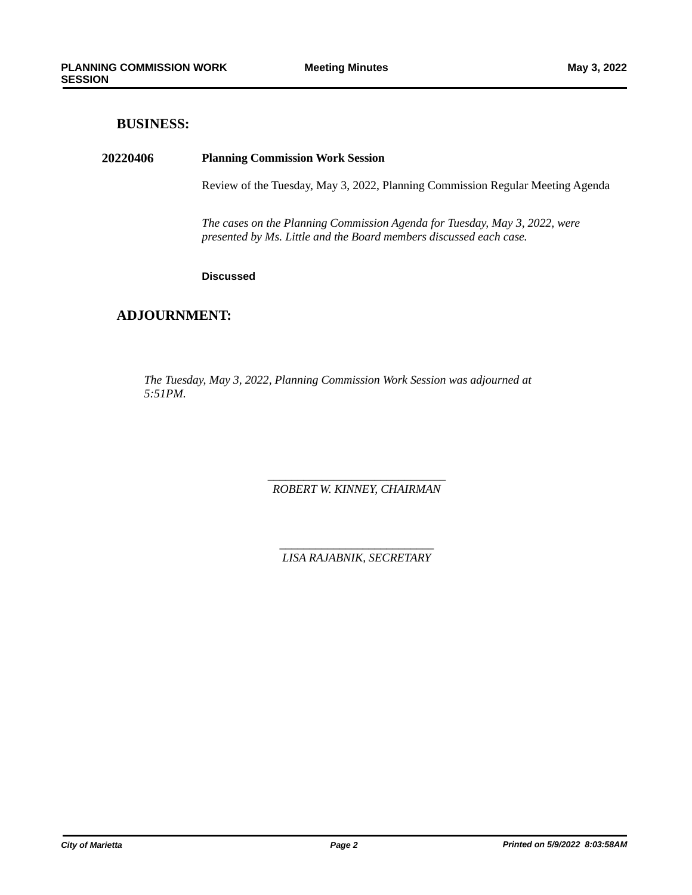## BUSINESS:

**20220406** **Planning Commission Work Session**

Review of the Tuesday, May 3, 2022, Planning Commission Regular Meeting Agenda

*The cases on the Planning Commission Agenda for Tuesday, May 3, 2022, were presented by Ms. Little and the Board members discussed each case.*

**Discussed**

## ADJOURNMENT:

*The Tuesday, May 3, 2022, Planning Commission Work Session was adjourned at 5:51PM.*

______________________________
*ROBERT W. KINNEY, CHAIRMAN*

___________________________
*LISA RAJABNIK, SECRETARY*